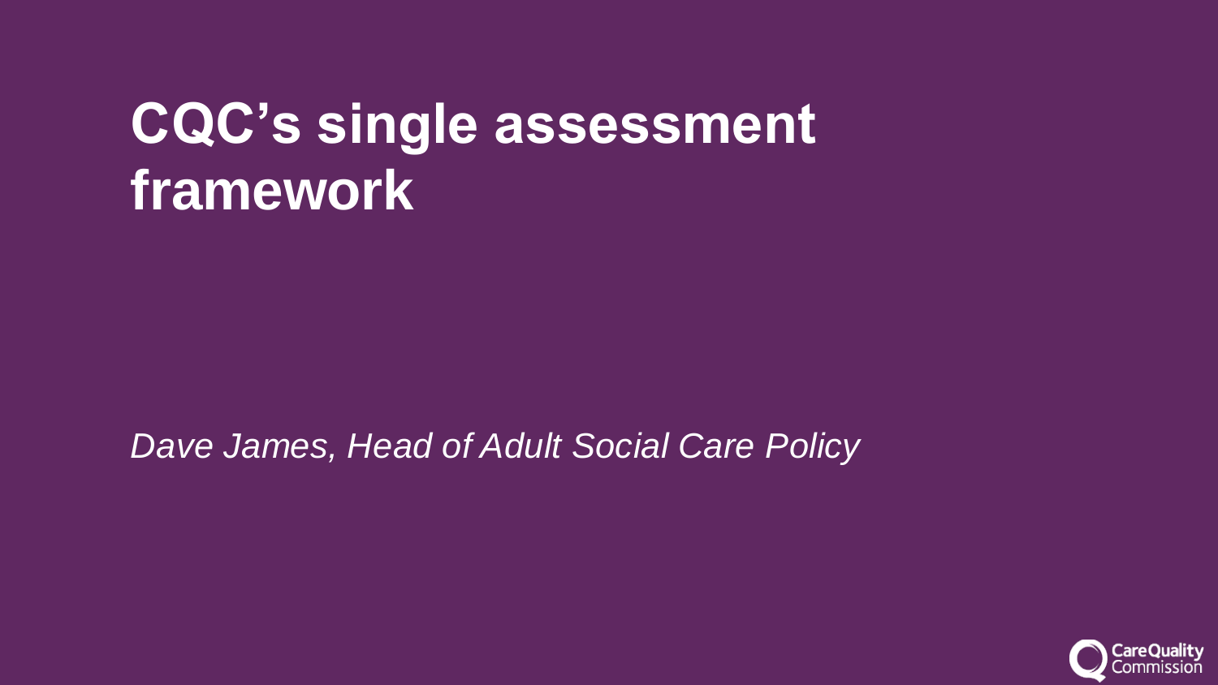# CQC's single assessment framework

*Dave James, Head of Adult Social Care Policy*

CareQuality Commission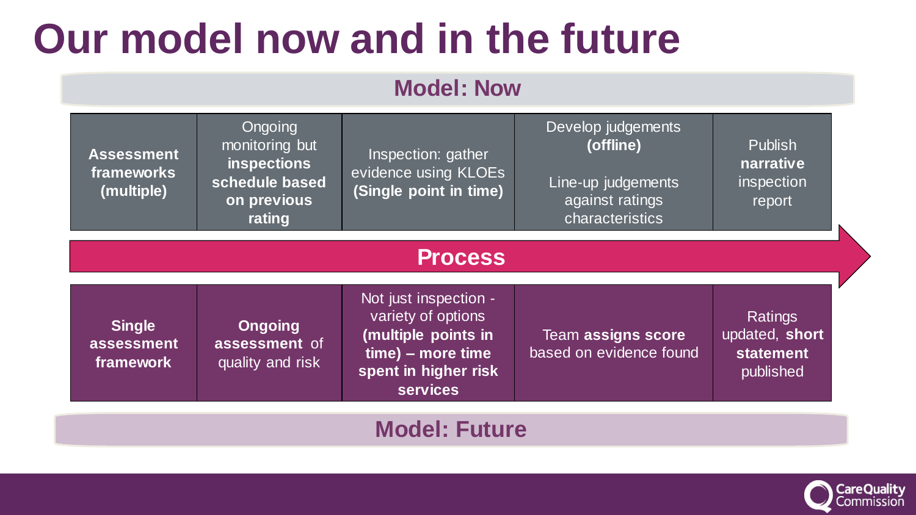# Our model now and in the future

## Model: Now

| **Assessment frameworks (multiple)** | Ongoing monitoring but **inspections schedule based on previous rating** | Inspection: gather evidence using KLOEs **(Single point in time)** | Develop judgements **(offline)** Line-up judgements against ratings characteristics | Publish **narrative** inspection report |
|---|---|---|---|---|

**Process**

| **Single assessment framework** | **Ongoing assessment** of quality and risk | Not just inspection - variety of options **(multiple points in time) – more time spent in higher risk services** | Team **assigns score** based on evidence found | Ratings updated, **short statement** published |
|---|---|---|---|---|

## Model: Future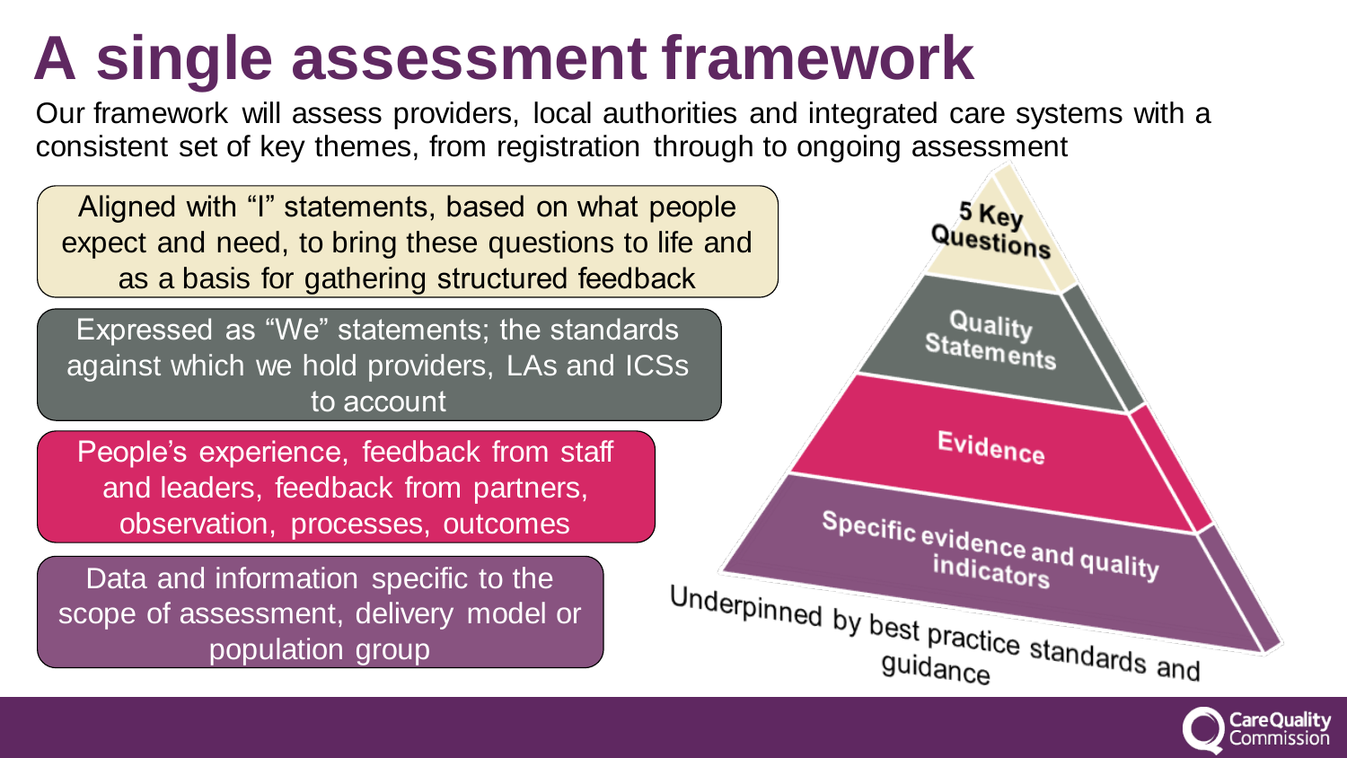# A single assessment framework

Our framework will assess providers, local authorities and integrated care systems with a consistent set of key themes, from registration through to ongoing assessment

**5 Key Questions** — Aligned with "I" statements, based on what people expect and need, to bring these questions to life and as a basis for gathering structured feedback

**Quality Statements** — Expressed as "We" statements; the standards against which we hold providers, LAs and ICSs to account

**Evidence** — People's experience, feedback from staff and leaders, feedback from partners, observation, processes, outcomes

**Specific evidence and quality indicators** — Data and information specific to the scope of assessment, delivery model or population group

Underpinned by best practice standards and guidance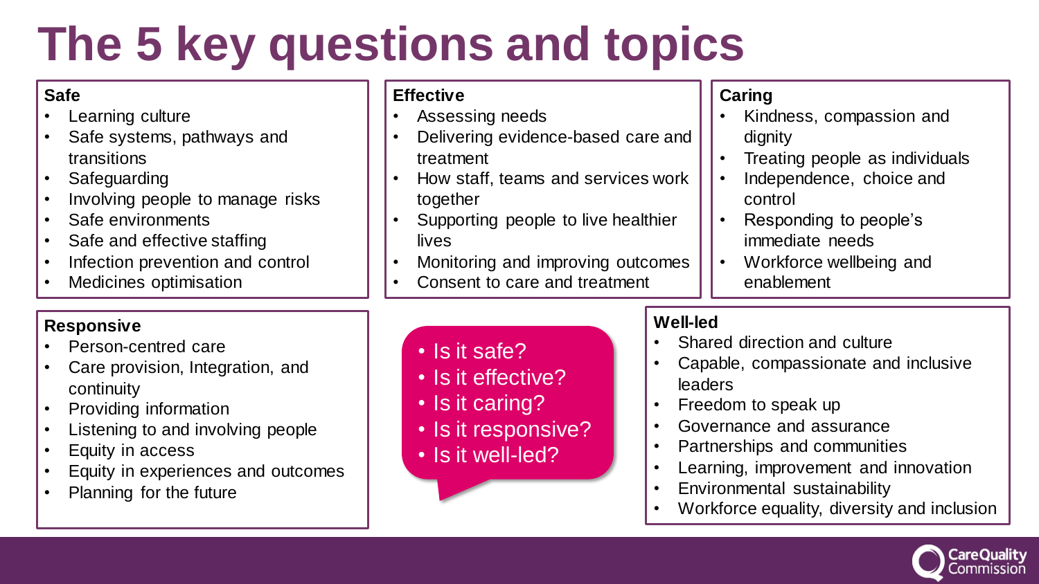# The 5 key questions and topics

## Safe

- Learning culture
- Safe systems, pathways and transitions
- Safeguarding
- Involving people to manage risks
- Safe environments
- Safe and effective staffing
- Infection prevention and control
- Medicines optimisation

## Effective

- Assessing needs
- Delivering evidence-based care and treatment
- How staff, teams and services work together
- Supporting people to live healthier lives
- Monitoring and improving outcomes
- Consent to care and treatment

## Caring

- Kindness, compassion and dignity
- Treating people as individuals
- Independence, choice and control
- Responding to people's immediate needs
- Workforce wellbeing and enablement

## Responsive

- Person-centred care
- Care provision, Integration, and continuity
- Providing information
- Listening to and involving people
- Equity in access
- Equity in experiences and outcomes
- Planning for the future

- Is it safe?
- Is it effective?
- Is it caring?
- Is it responsive?
- Is it well-led?

## Well-led

- Shared direction and culture
- Capable, compassionate and inclusive leaders
- Freedom to speak up
- Governance and assurance
- Partnerships and communities
- Learning, improvement and innovation
- Environmental sustainability
- Workforce equality, diversity and inclusion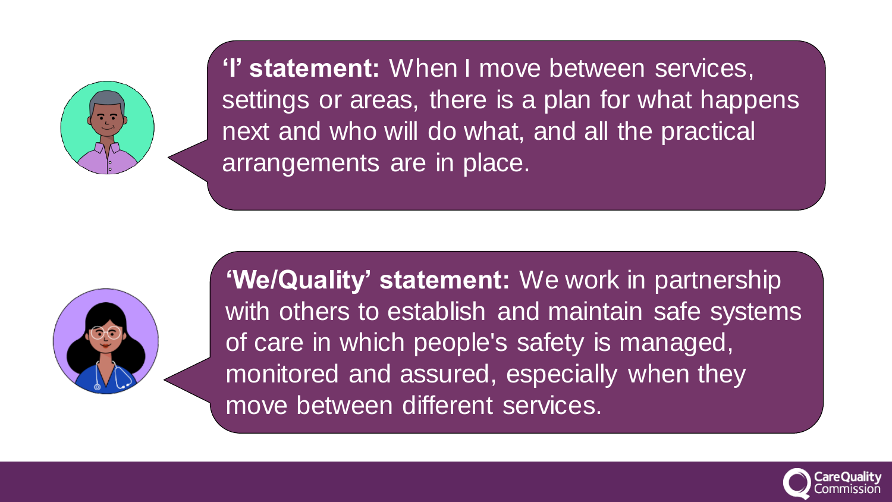**'I' statement:** When I move between services, settings or areas, there is a plan for what happens next and who will do what, and all the practical arrangements are in place.

**'We/Quality' statement:** We work in partnership with others to establish and maintain safe systems of care in which people's safety is managed, monitored and assured, especially when they move between different services.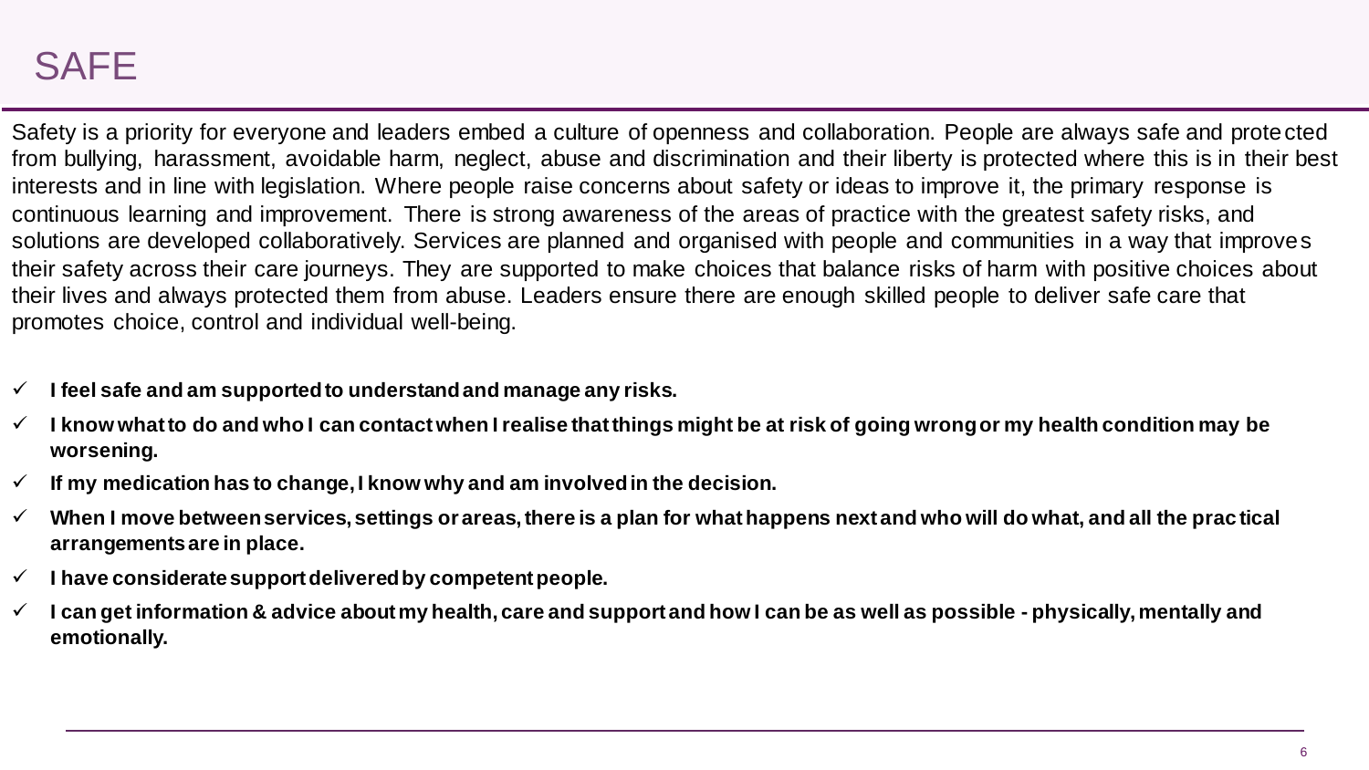# SAFE

Safety is a priority for everyone and leaders embed a culture of openness and collaboration. People are always safe and protected from bullying, harassment, avoidable harm, neglect, abuse and discrimination and their liberty is protected where this is in their best interests and in line with legislation. Where people raise concerns about safety or ideas to improve it, the primary response is continuous learning and improvement. There is strong awareness of the areas of practice with the greatest safety risks, and solutions are developed collaboratively. Services are planned and organised with people and communities in a way that improves their safety across their care journeys. They are supported to make choices that balance risks of harm with positive choices about their lives and always protected them from abuse. Leaders ensure there are enough skilled people to deliver safe care that promotes choice, control and individual well-being.

- ✓ **I feel safe and am supported to understand and manage any risks.**
- ✓ **I know what to do and who I can contact when I realise that things might be at risk of going wrong or my health condition may be worsening.**
- ✓ **If my medication has to change, I know why and am involved in the decision.**
- ✓ **When I move between services, settings or areas, there is a plan for what happens next and who will do what, and all the practical arrangements are in place.**
- ✓ **I have considerate support delivered by competent people.**
- ✓ **I can get information & advice about my health, care and support and how I can be as well as possible - physically, mentally and emotionally.**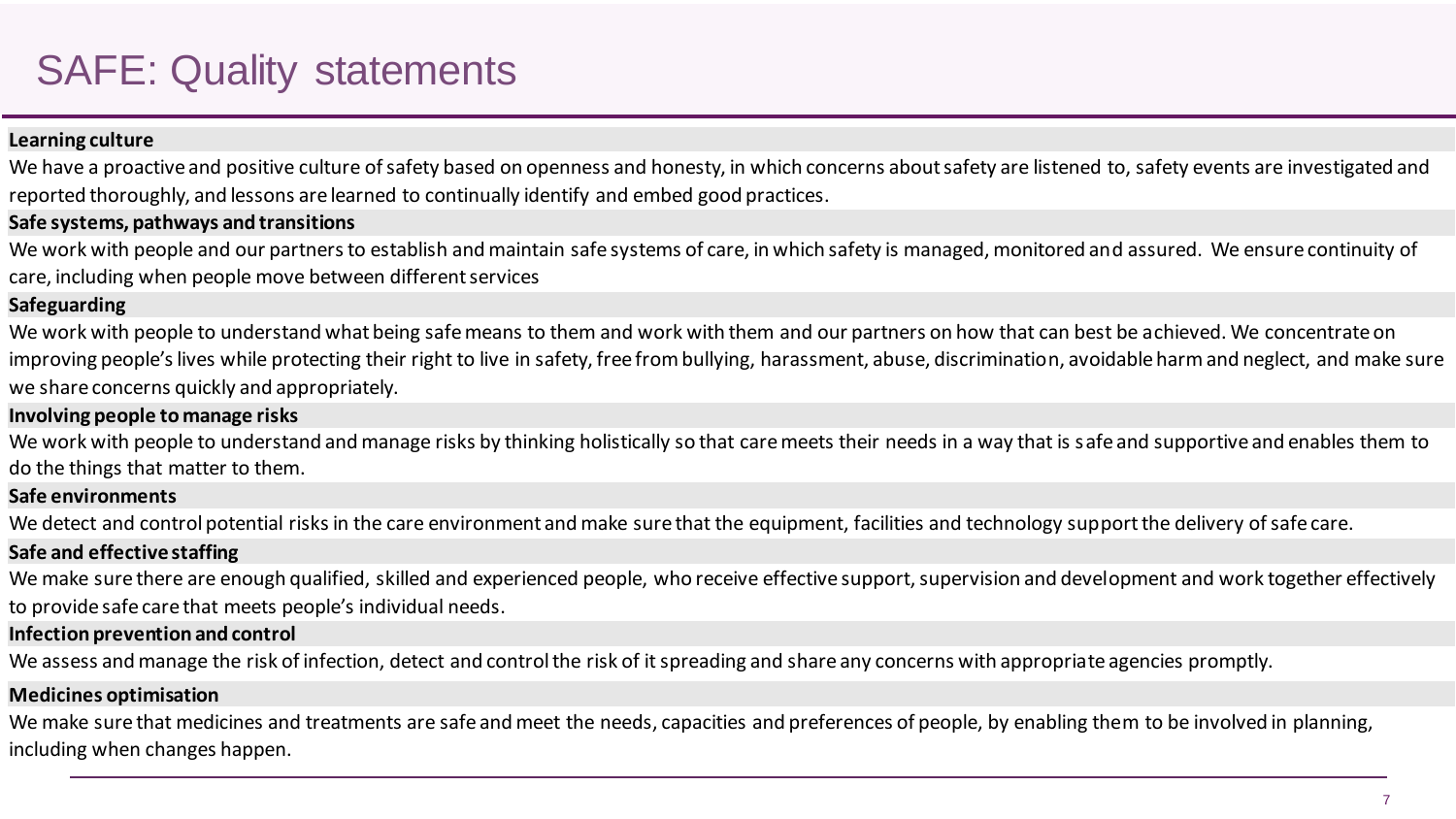# SAFE: Quality statements

**Learning culture**

We have a proactive and positive culture of safety based on openness and honesty, in which concerns about safety are listened to, safety events are investigated and reported thoroughly, and lessons are learned to continually identify and embed good practices.

**Safe systems, pathways and transitions**

We work with people and our partners to establish and maintain safe systems of care, in which safety is managed, monitored and assured. We ensure continuity of care, including when people move between different services

**Safeguarding**

We work with people to understand what being safe means to them and work with them and our partners on how that can best be achieved. We concentrate on improving people's lives while protecting their right to live in safety, free from bullying, harassment, abuse, discrimination, avoidable harm and neglect, and make sure we share concerns quickly and appropriately.

**Involving people to manage risks**

We work with people to understand and manage risks by thinking holistically so that care meets their needs in a way that is safe and supportive and enables them to do the things that matter to them.

**Safe environments**

We detect and control potential risks in the care environment and make sure that the equipment, facilities and technology support the delivery of safe care.

**Safe and effective staffing**

We make sure there are enough qualified, skilled and experienced people, who receive effective support, supervision and development and work together effectively to provide safe care that meets people's individual needs.

**Infection prevention and control**

We assess and manage the risk of infection, detect and control the risk of it spreading and share any concerns with appropriate agencies promptly.

**Medicines optimisation**

We make sure that medicines and treatments are safe and meet the needs, capacities and preferences of people, by enabling them to be involved in planning, including when changes happen.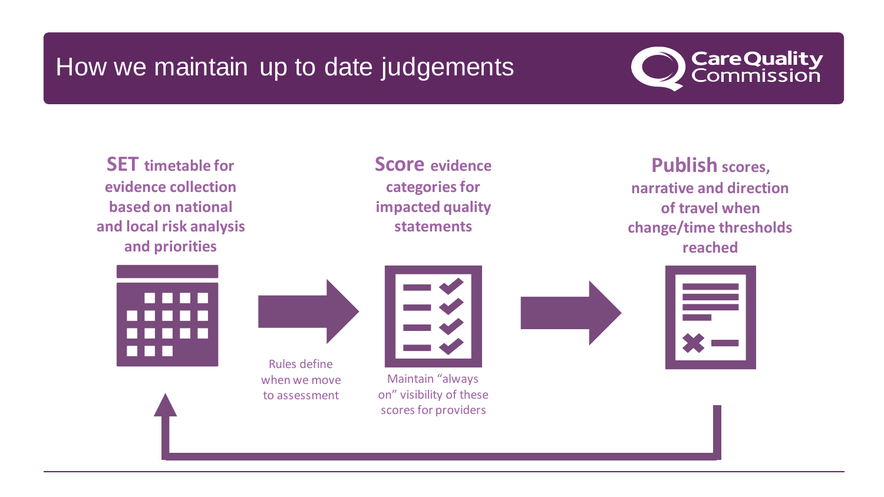# How we maintain up to date judgements

**SET** timetable for evidence collection based on national and local risk analysis and priorities

Rules define when we move to assessment

**Score** evidence categories for impacted quality statements

Maintain "always on" visibility of these scores for providers

**Publish** scores, narrative and direction of travel when change/time thresholds reached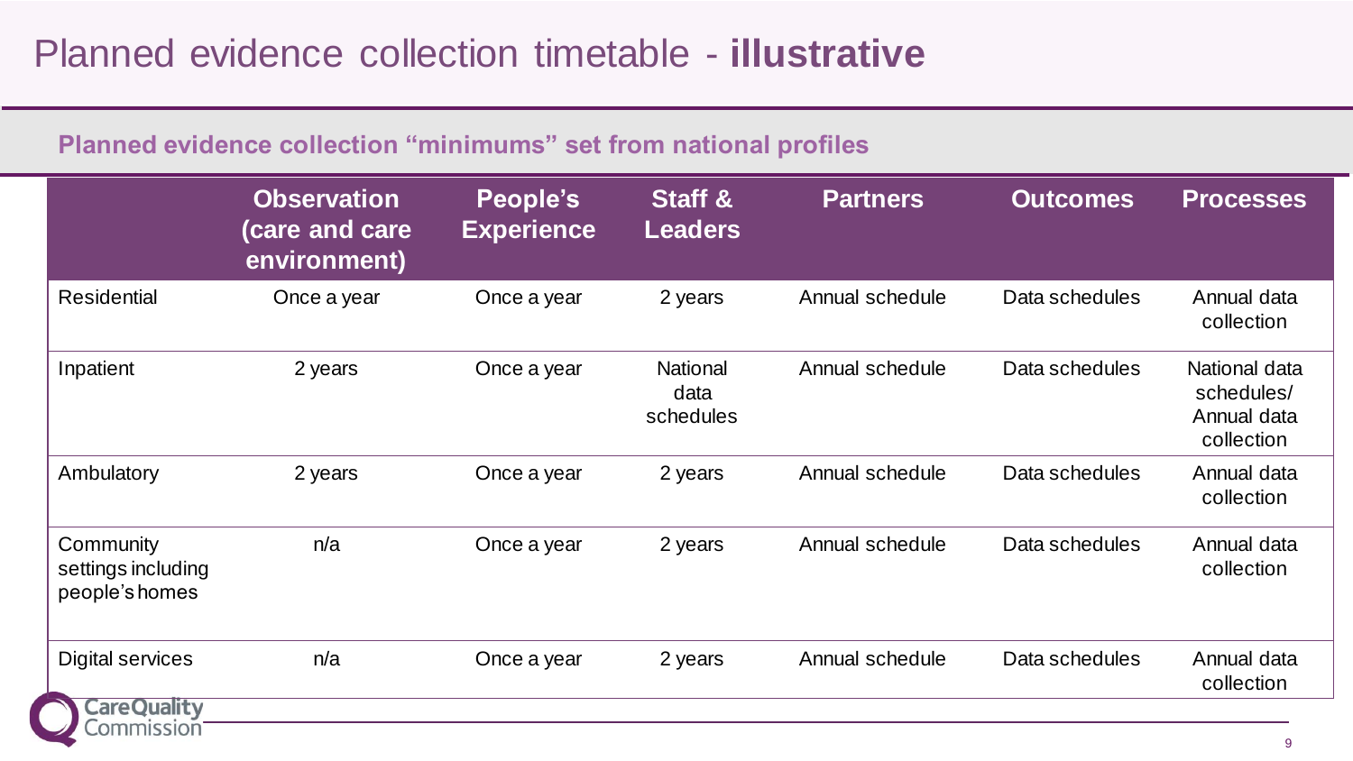# Planned evidence collection timetable - **illustrative**

## Planned evidence collection "minimums" set from national profiles

| | Observation (care and care environment) | People's Experience | Staff & Leaders | Partners | Outcomes | Processes |
|---|---|---|---|---|---|---|
| Residential | Once a year | Once a year | 2 years | Annual schedule | Data schedules | Annual data collection |
| Inpatient | 2 years | Once a year | National data schedules | Annual schedule | Data schedules | National data schedules/ Annual data collection |
| Ambulatory | 2 years | Once a year | 2 years | Annual schedule | Data schedules | Annual data collection |
| Community settings including people's homes | n/a | Once a year | 2 years | Annual schedule | Data schedules | Annual data collection |
| Digital services | n/a | Once a year | 2 years | Annual schedule | Data schedules | Annual data collection |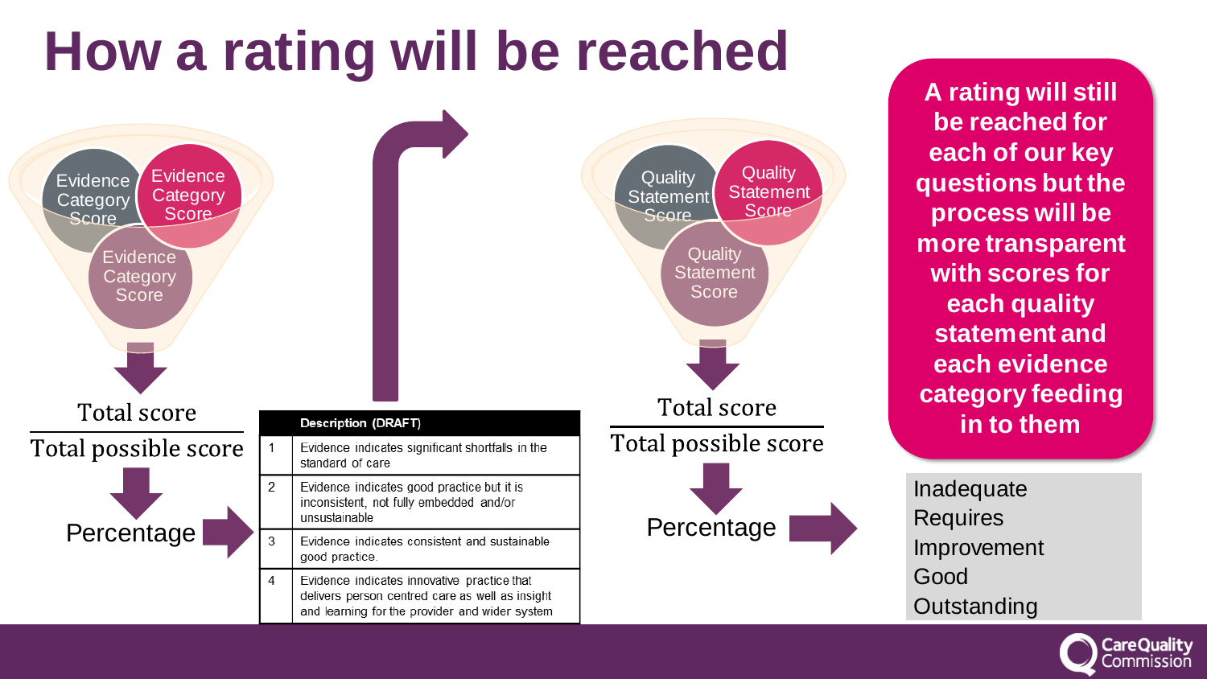# How a rating will be reached

Evidence Category Score

Evidence Category Score

Evidence Category Score

Total score
Total possible score

Percentage

| | Description (DRAFT) |
|---|---|
| 1 | Evidence indicates significant shortfalls in the standard of care |
| 2 | Evidence indicates good practice but it is inconsistent, not fully embedded and/or unsustainable |
| 3 | Evidence indicates consistent and sustainable good practice. |
| 4 | Evidence indicates innovative practice that delivers person centred care as well as insight and learning for the provider and wider system |

Quality Statement Score

Quality Statement Score

Quality Statement Score

Total score
Total possible score

Percentage

**A rating will still be reached for each of our key questions but the process will be more transparent with scores for each quality statement and each evidence category feeding in to them**

Inadequate
Requires Improvement
Good
Outstanding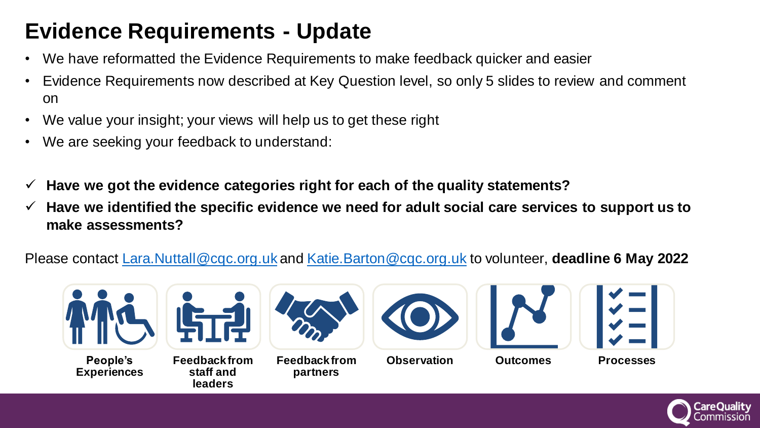# Evidence Requirements - Update

- We have reformatted the Evidence Requirements to make feedback quicker and easier
- Evidence Requirements now described at Key Question level, so only 5 slides to review and comment on
- We value your insight; your views will help us to get these right
- We are seeking your feedback to understand:

✓ **Have we got the evidence categories right for each of the quality statements?**

✓ **Have we identified the specific evidence we need for adult social care services to support us to make assessments?**

Please contact Lara.Nuttall@cqc.org.uk and Katie.Barton@cqc.org.uk to volunteer, **deadline 6 May 2022**

**People's Experiences** | **Feedback from staff and leaders** | **Feedback from partners** | **Observation** | **Outcomes** | **Processes**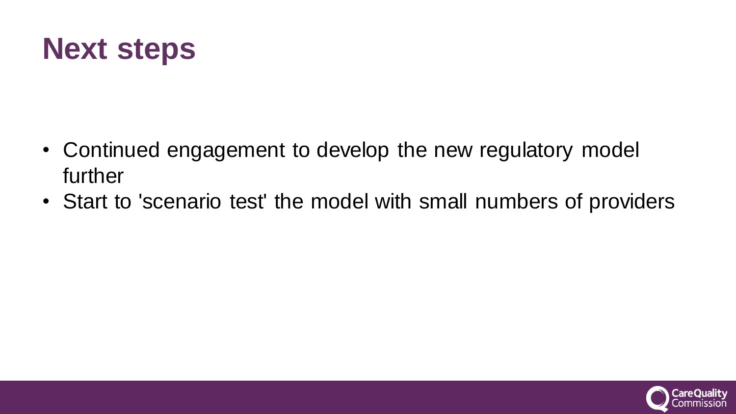# Next steps

- Continued engagement to develop the new regulatory model further
- Start to 'scenario test' the model with small numbers of providers